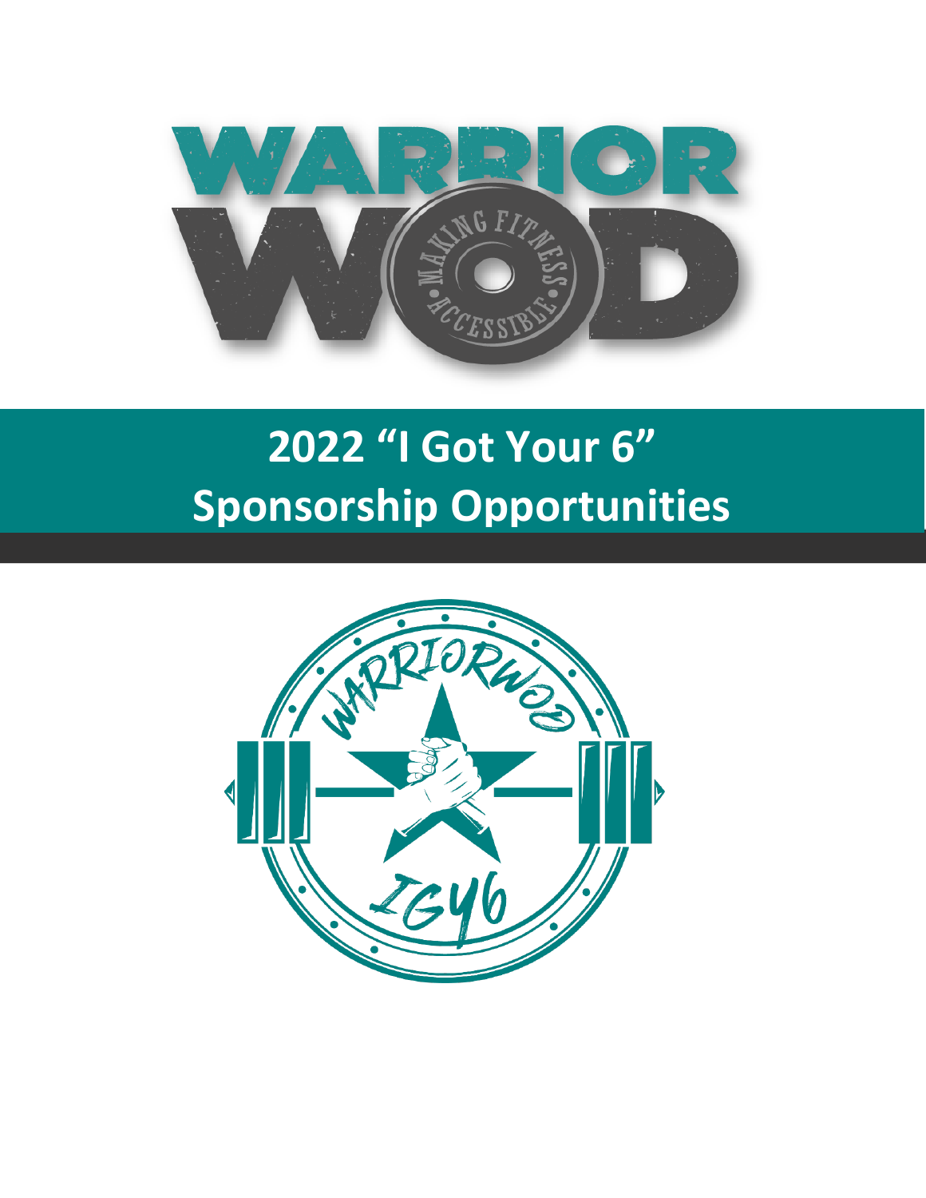# 2022 "I Got Your 6" Sponsorship Opportunities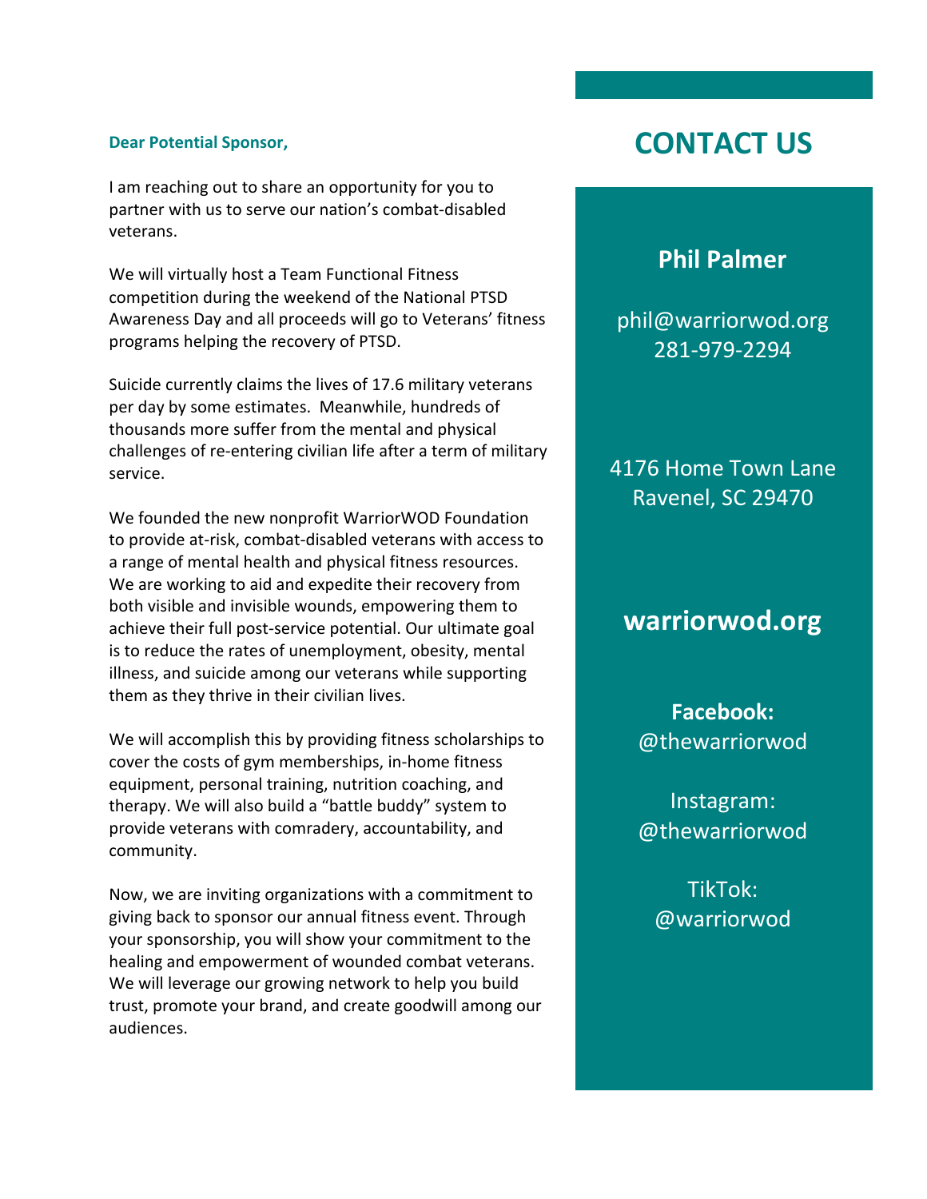**Dear Potential Sponsor,**

I am reaching out to share an opportunity for you to partner with us to serve our nation's combat-disabled veterans.

We will virtually host a Team Functional Fitness competition during the weekend of the National PTSD Awareness Day and all proceeds will go to Veterans' fitness programs helping the recovery of PTSD.

Suicide currently claims the lives of 17.6 military veterans per day by some estimates. Meanwhile, hundreds of thousands more suffer from the mental and physical challenges of re-entering civilian life after a term of military service.

We founded the new nonprofit WarriorWOD Foundation to provide at-risk, combat-disabled veterans with access to a range of mental health and physical fitness resources. We are working to aid and expedite their recovery from both visible and invisible wounds, empowering them to achieve their full post-service potential. Our ultimate goal is to reduce the rates of unemployment, obesity, mental illness, and suicide among our veterans while supporting them as they thrive in their civilian lives.

We will accomplish this by providing fitness scholarships to cover the costs of gym memberships, in-home fitness equipment, personal training, nutrition coaching, and therapy. We will also build a "battle buddy" system to provide veterans with comradery, accountability, and community.

Now, we are inviting organizations with a commitment to giving back to sponsor our annual fitness event. Through your sponsorship, you will show your commitment to the healing and empowerment of wounded combat veterans. We will leverage our growing network to help you build trust, promote your brand, and create goodwill among our audiences.

# CONTACT US

**Phil Palmer**

phil@warriorwod.org
281-979-2294

4176 Home Town Lane
Ravenel, SC 29470

**warriorwod.org**

**Facebook:**
@thewarriorwod

Instagram:
@thewarriorwod

TikTok:
@warriorwod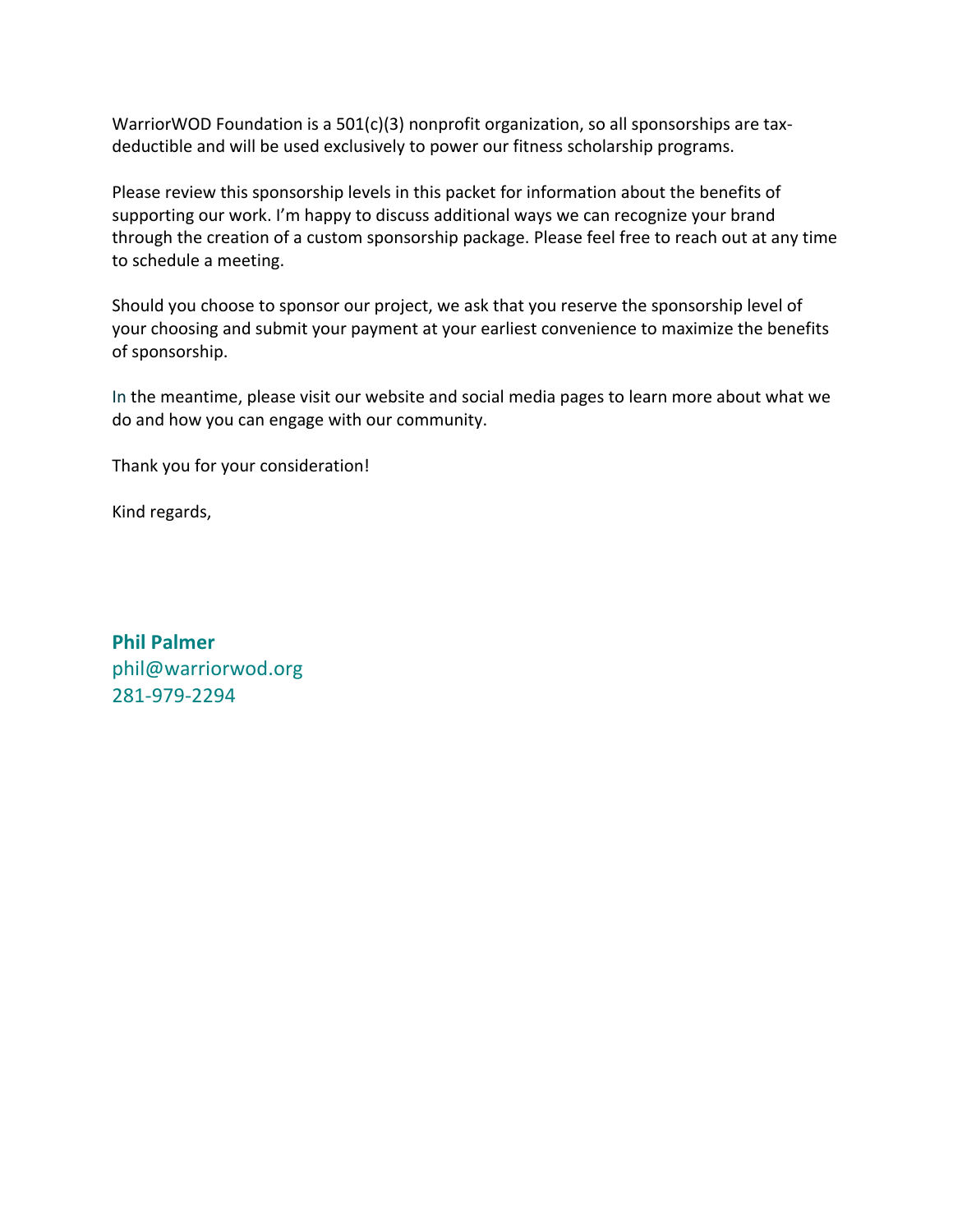WarriorWOD Foundation is a 501(c)(3) nonprofit organization, so all sponsorships are tax-deductible and will be used exclusively to power our fitness scholarship programs.

Please review this sponsorship levels in this packet for information about the benefits of supporting our work. I'm happy to discuss additional ways we can recognize your brand through the creation of a custom sponsorship package. Please feel free to reach out at any time to schedule a meeting.

Should you choose to sponsor our project, we ask that you reserve the sponsorship level of your choosing and submit your payment at your earliest convenience to maximize the benefits of sponsorship.

In the meantime, please visit our website and social media pages to learn more about what we do and how you can engage with our community.

Thank you for your consideration!

Kind regards,

**Phil Palmer**
phil@warriorwod.org
281-979-2294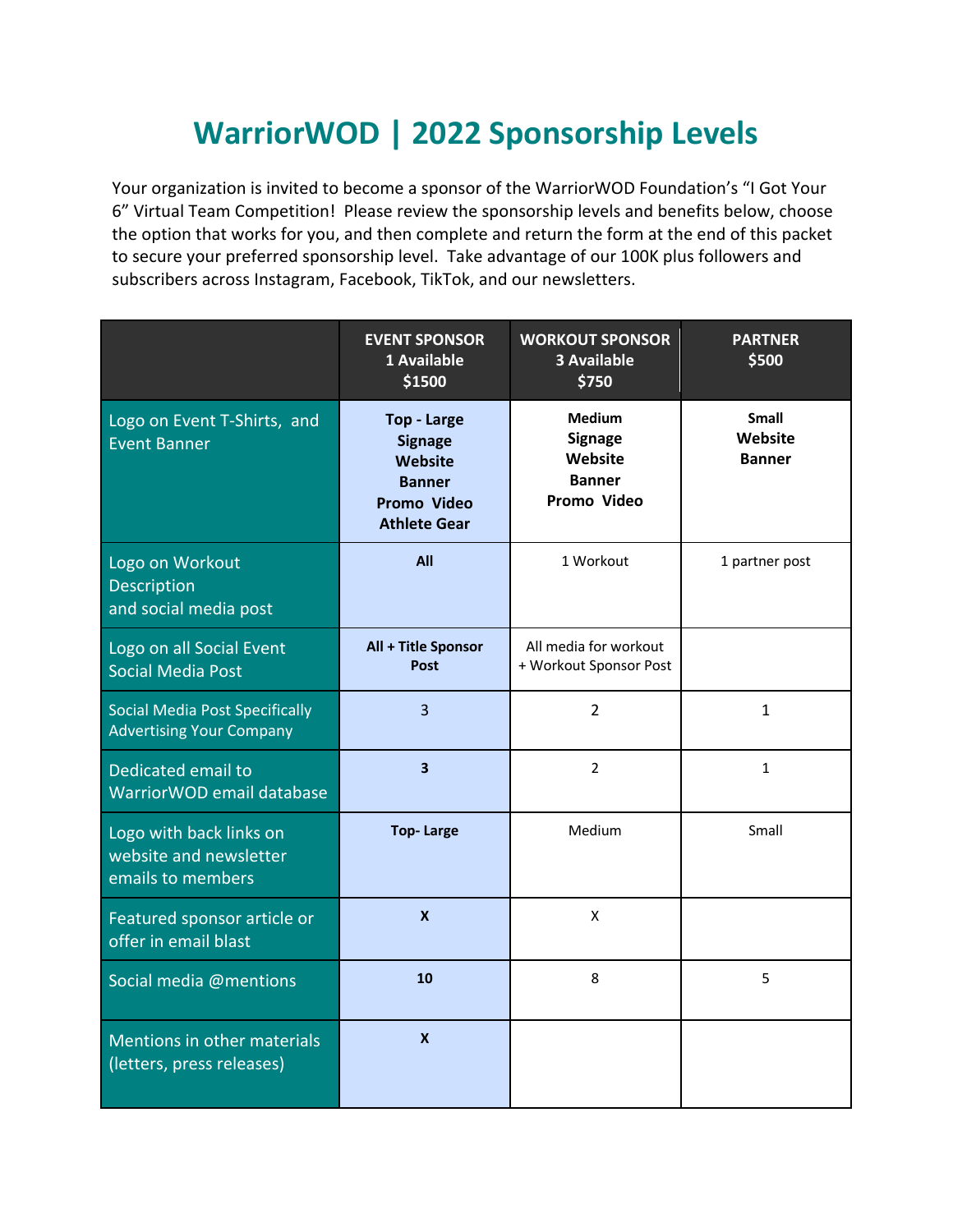# WarriorWOD | 2022 Sponsorship Levels

Your organization is invited to become a sponsor of the WarriorWOD Foundation's "I Got Your 6" Virtual Team Competition! Please review the sponsorship levels and benefits below, choose the option that works for you, and then complete and return the form at the end of this packet to secure your preferred sponsorship level. Take advantage of our 100K plus followers and subscribers across Instagram, Facebook, TikTok, and our newsletters.

| | **EVENT SPONSOR**<br>**1 Available**<br>**$1500** | **WORKOUT SPONSOR**<br>**3 Available**<br>**$750** | **PARTNER**<br>**$500** |
|---|---|---|---|
| Logo on Event T-Shirts, and Event Banner | **Top - Large**<br>**Signage**<br>**Website**<br>**Banner**<br>**Promo Video**<br>**Athlete Gear** | **Medium**<br>**Signage**<br>**Website**<br>**Banner**<br>**Promo Video** | **Small**<br>**Website**<br>**Banner** |
| Logo on Workout Description and social media post | **All** | 1 Workout | 1 partner post |
| Logo on all Social Event Social Media Post | **All + Title Sponsor Post** | All media for workout + Workout Sponsor Post | |
| Social Media Post Specifically Advertising Your Company | 3 | 2 | 1 |
| Dedicated email to WarriorWOD email database | **3** | 2 | 1 |
| Logo with back links on website and newsletter emails to members | **Top- Large** | Medium | Small |
| Featured sponsor article or offer in email blast | **X** | X | |
| Social media @mentions | **10** | 8 | 5 |
| Mentions in other materials (letters, press releases) | **X** | | |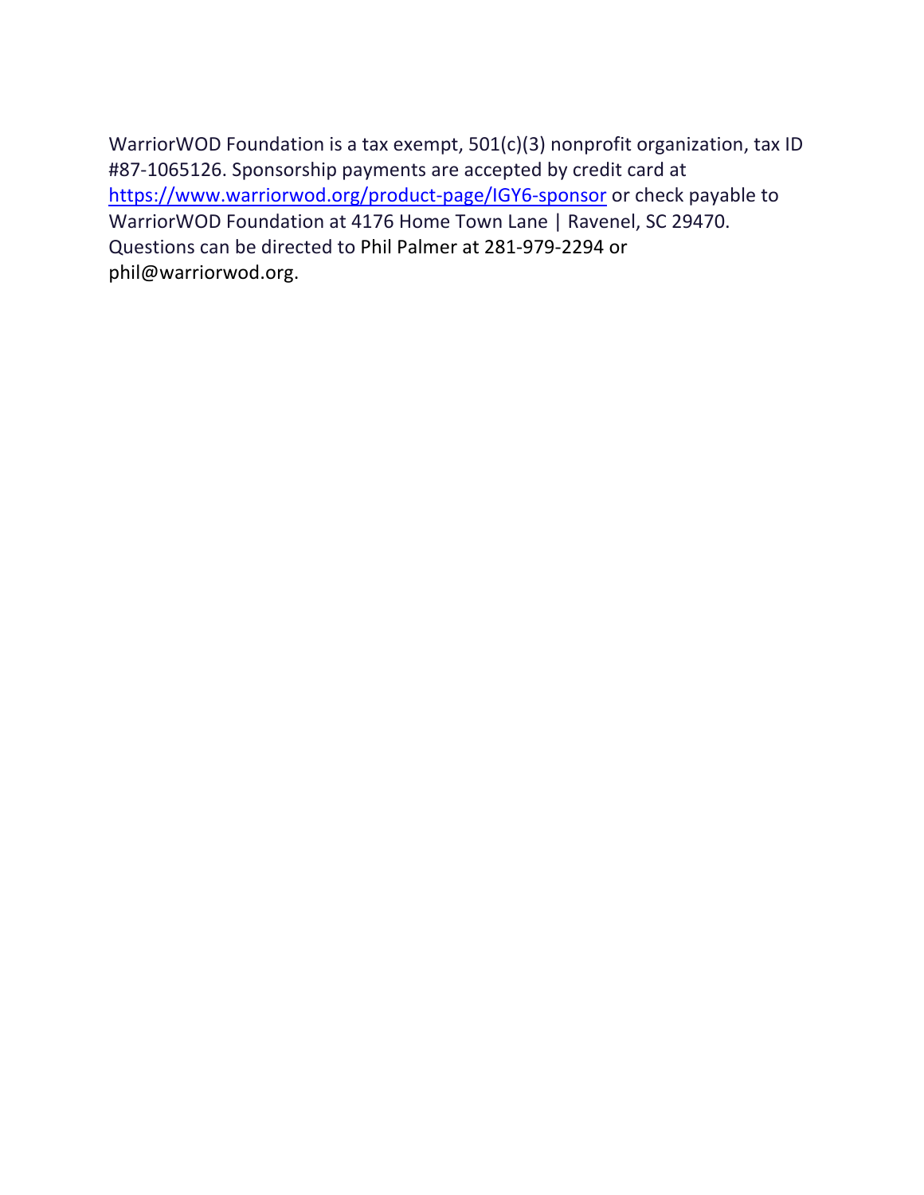WarriorWOD Foundation is a tax exempt, 501(c)(3) nonprofit organization, tax ID #87-1065126. Sponsorship payments are accepted by credit card at https://www.warriorwod.org/product-page/IGY6-sponsor or check payable to WarriorWOD Foundation at 4176 Home Town Lane | Ravenel, SC 29470. Questions can be directed to Phil Palmer at 281-979-2294 or phil@warriorwod.org.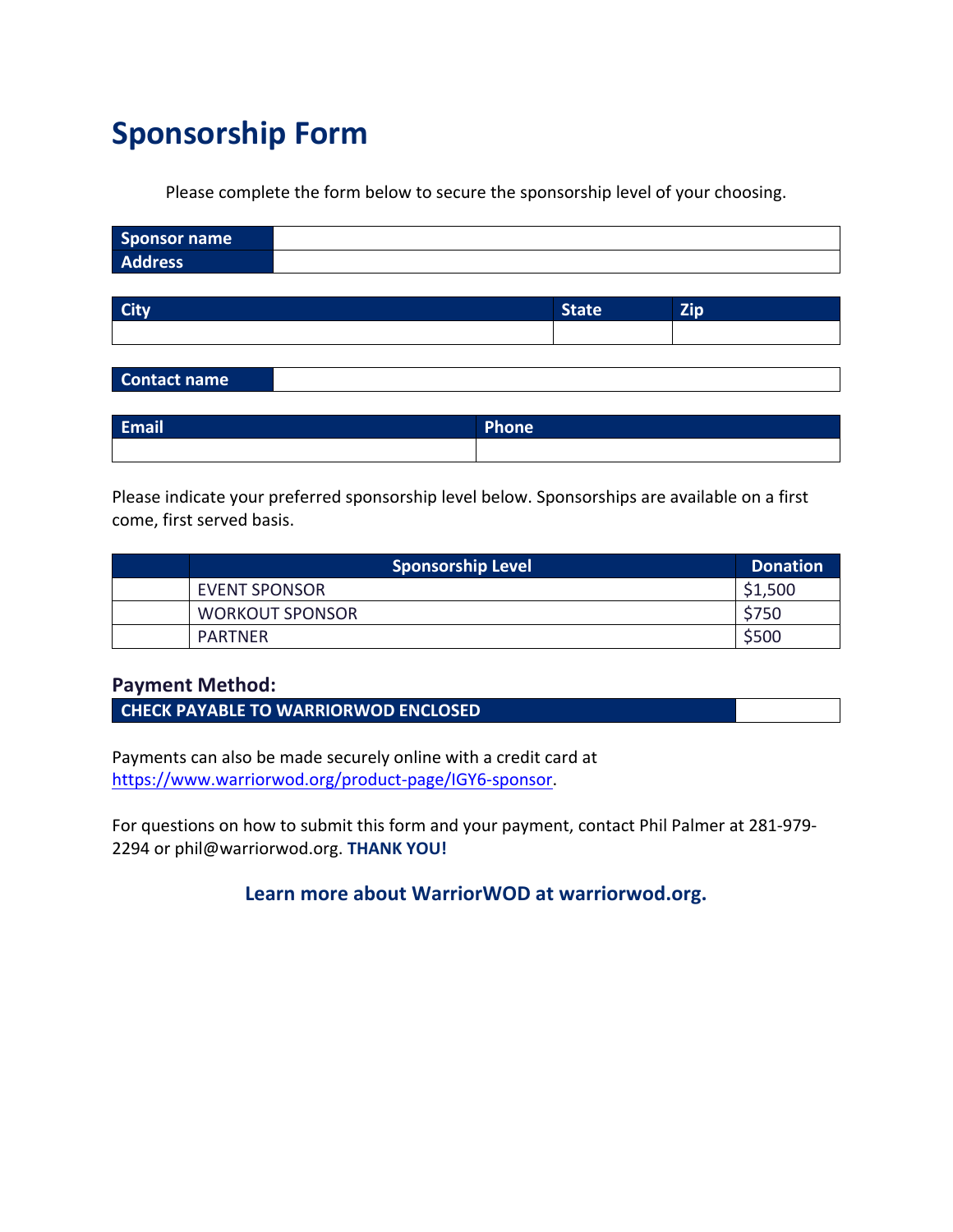# Sponsorship Form

Please complete the form below to secure the sponsorship level of your choosing.

| | |
|---|---|
| **Sponsor name** | |
| **Address** | |

| **City** | **State** | **Zip** |
|---|---|---|
| | | |

| | |
|---|---|
| **Contact name** | |

| **Email** | **Phone** |
|---|---|
| | |

Please indicate your preferred sponsorship level below. Sponsorships are available on a first come, first served basis.

| | **Sponsorship Level** | **Donation** |
|---|---|---|
| | EVENT SPONSOR | $1,500 |
| | WORKOUT SPONSOR | $750 |
| | PARTNER | $500 |

### Payment Method:

| | |
|---|---|
| **CHECK PAYABLE TO WARRIORWOD ENCLOSED** | |

Payments can also be made securely online with a credit card at https://www.warriorwod.org/product-page/IGY6-sponsor.

For questions on how to submit this form and your payment, contact Phil Palmer at 281-979-2294 or phil@warriorwod.org. **THANK YOU!**

**Learn more about WarriorWOD at warriorwod.org.**